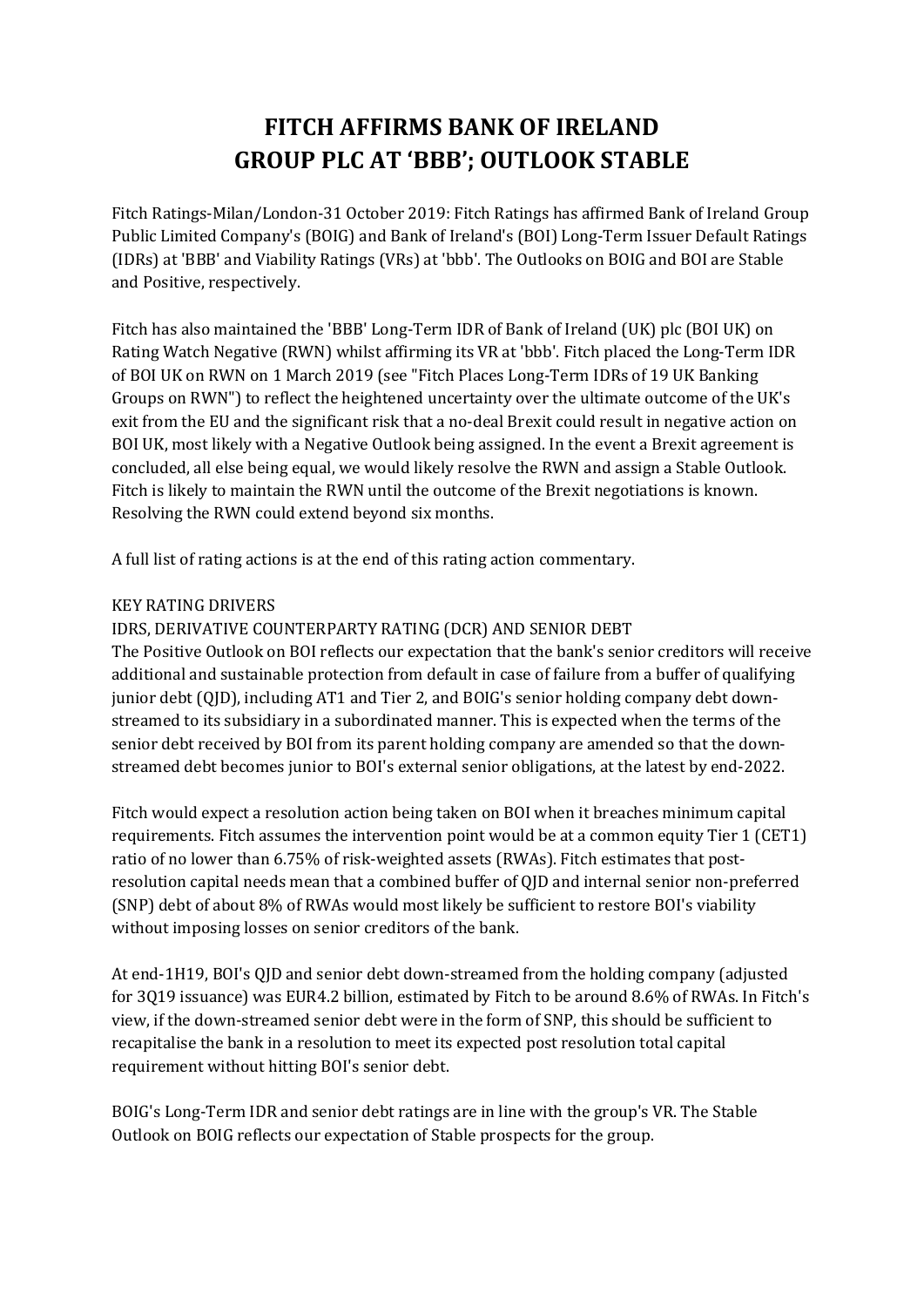# FITCH AFFIRMS BANK OF IRELAND GROUP PLC AT 'BBB'; OUTLOOK STABLE

Fitch Ratings-Milan/London-31 October 2019: Fitch Ratings has affirmed Bank of Ireland Group Public Limited Company's (BOIG) and Bank of Ireland's (BOI) Long-Term Issuer Default Ratings (IDRs) at 'BBB' and Viability Ratings (VRs) at 'bbb'. The Outlooks on BOIG and BOI are Stable and Positive, respectively.

Fitch has also maintained the 'BBB' Long-Term IDR of Bank of Ireland (UK) plc (BOI UK) on Rating Watch Negative (RWN) whilst affirming its VR at 'bbb'. Fitch placed the Long-Term IDR of BOI UK on RWN on 1 March 2019 (see "Fitch Places Long-Term IDRs of 19 UK Banking Groups on RWN") to reflect the heightened uncertainty over the ultimate outcome of the UK's exit from the EU and the significant risk that a no-deal Brexit could result in negative action on BOI UK, most likely with a Negative Outlook being assigned. In the event a Brexit agreement is concluded, all else being equal, we would likely resolve the RWN and assign a Stable Outlook. Fitch is likely to maintain the RWN until the outcome of the Brexit negotiations is known. Resolving the RWN could extend beyond six months.

A full list of rating actions is at the end of this rating action commentary.

KEY RATING DRIVERS

IDRS, DERIVATIVE COUNTERPARTY RATING (DCR) AND SENIOR DEBT

The Positive Outlook on BOI reflects our expectation that the bank's senior creditors will receive additional and sustainable protection from default in case of failure from a buffer of qualifying junior debt (QJD), including AT1 and Tier 2, and BOIG's senior holding company debt down-streamed to its subsidiary in a subordinated manner. This is expected when the terms of the senior debt received by BOI from its parent holding company are amended so that the down-streamed debt becomes junior to BOI's external senior obligations, at the latest by end-2022.

Fitch would expect a resolution action being taken on BOI when it breaches minimum capital requirements. Fitch assumes the intervention point would be at a common equity Tier 1 (CET1) ratio of no lower than 6.75% of risk-weighted assets (RWAs). Fitch estimates that post-resolution capital needs mean that a combined buffer of QJD and internal senior non-preferred (SNP) debt of about 8% of RWAs would most likely be sufficient to restore BOI's viability without imposing losses on senior creditors of the bank.

At end-1H19, BOI's QJD and senior debt down-streamed from the holding company (adjusted for 3Q19 issuance) was EUR4.2 billion, estimated by Fitch to be around 8.6% of RWAs. In Fitch's view, if the down-streamed senior debt were in the form of SNP, this should be sufficient to recapitalise the bank in a resolution to meet its expected post resolution total capital requirement without hitting BOI's senior debt.

BOIG's Long-Term IDR and senior debt ratings are in line with the group's VR. The Stable Outlook on BOIG reflects our expectation of Stable prospects for the group.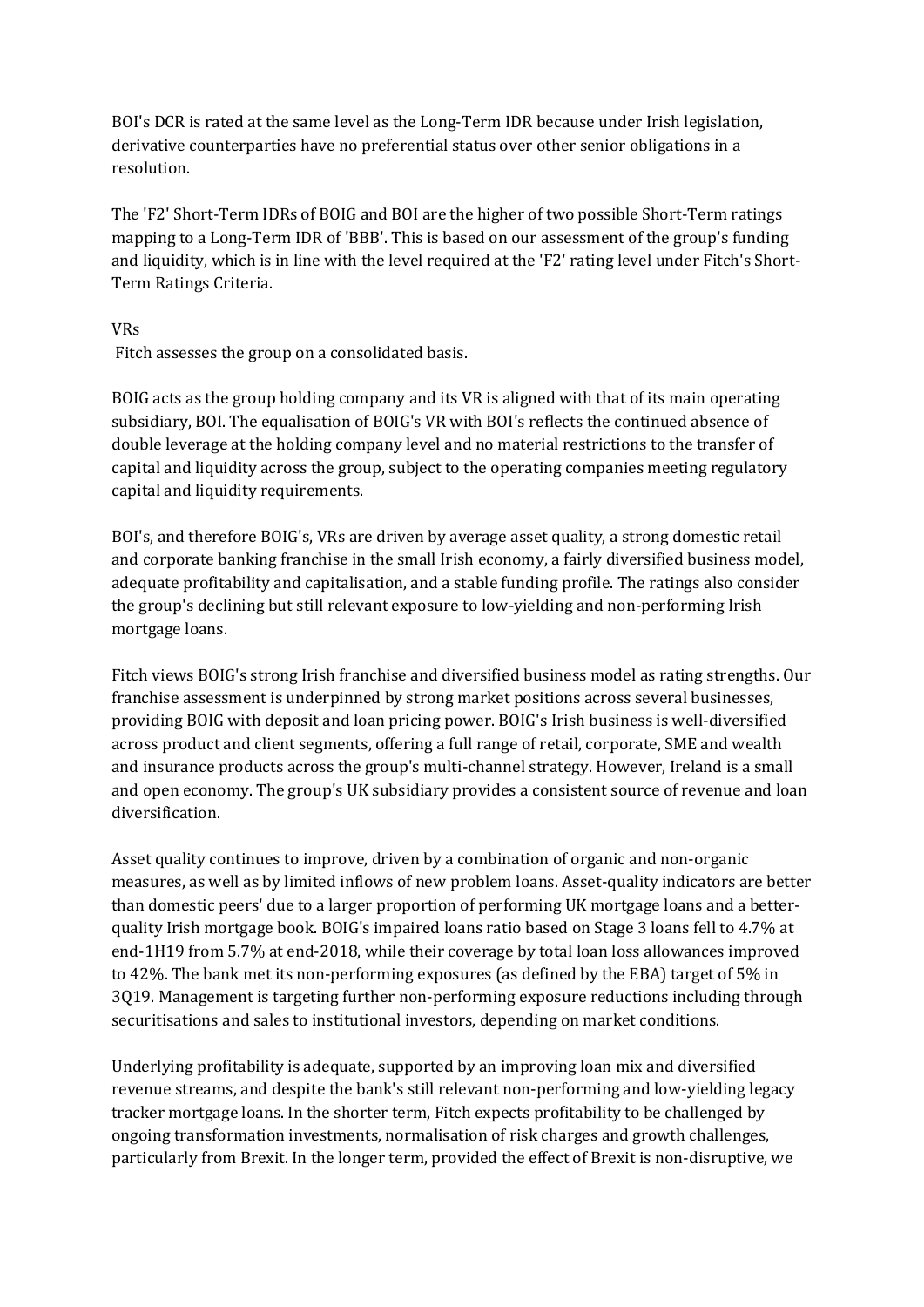BOI's DCR is rated at the same level as the Long-Term IDR because under Irish legislation, derivative counterparties have no preferential status over other senior obligations in a resolution.

The 'F2' Short-Term IDRs of BOIG and BOI are the higher of two possible Short-Term ratings mapping to a Long-Term IDR of 'BBB'. This is based on our assessment of the group's funding and liquidity, which is in line with the level required at the 'F2' rating level under Fitch's Short-Term Ratings Criteria.

VRs

Fitch assesses the group on a consolidated basis.

BOIG acts as the group holding company and its VR is aligned with that of its main operating subsidiary, BOI. The equalisation of BOIG's VR with BOI's reflects the continued absence of double leverage at the holding company level and no material restrictions to the transfer of capital and liquidity across the group, subject to the operating companies meeting regulatory capital and liquidity requirements.

BOI's, and therefore BOIG's, VRs are driven by average asset quality, a strong domestic retail and corporate banking franchise in the small Irish economy, a fairly diversified business model, adequate profitability and capitalisation, and a stable funding profile. The ratings also consider the group's declining but still relevant exposure to low-yielding and non-performing Irish mortgage loans.

Fitch views BOIG's strong Irish franchise and diversified business model as rating strengths. Our franchise assessment is underpinned by strong market positions across several businesses, providing BOIG with deposit and loan pricing power. BOIG's Irish business is well-diversified across product and client segments, offering a full range of retail, corporate, SME and wealth and insurance products across the group's multi-channel strategy. However, Ireland is a small and open economy. The group's UK subsidiary provides a consistent source of revenue and loan diversification.

Asset quality continues to improve, driven by a combination of organic and non-organic measures, as well as by limited inflows of new problem loans. Asset-quality indicators are better than domestic peers' due to a larger proportion of performing UK mortgage loans and a better-quality Irish mortgage book. BOIG's impaired loans ratio based on Stage 3 loans fell to 4.7% at end-1H19 from 5.7% at end-2018, while their coverage by total loan loss allowances improved to 42%. The bank met its non-performing exposures (as defined by the EBA) target of 5% in 3Q19. Management is targeting further non-performing exposure reductions including through securitisations and sales to institutional investors, depending on market conditions.

Underlying profitability is adequate, supported by an improving loan mix and diversified revenue streams, and despite the bank's still relevant non-performing and low-yielding legacy tracker mortgage loans. In the shorter term, Fitch expects profitability to be challenged by ongoing transformation investments, normalisation of risk charges and growth challenges, particularly from Brexit. In the longer term, provided the effect of Brexit is non-disruptive, we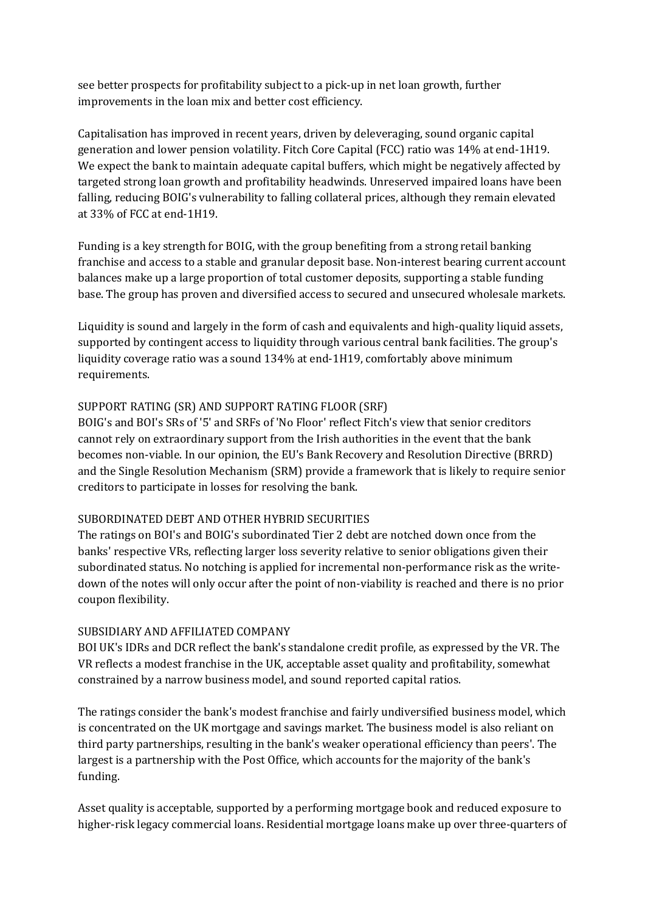see better prospects for profitability subject to a pick-up in net loan growth, further improvements in the loan mix and better cost efficiency.

Capitalisation has improved in recent years, driven by deleveraging, sound organic capital generation and lower pension volatility. Fitch Core Capital (FCC) ratio was 14% at end-1H19. We expect the bank to maintain adequate capital buffers, which might be negatively affected by targeted strong loan growth and profitability headwinds. Unreserved impaired loans have been falling, reducing BOIG's vulnerability to falling collateral prices, although they remain elevated at 33% of FCC at end-1H19.

Funding is a key strength for BOIG, with the group benefiting from a strong retail banking franchise and access to a stable and granular deposit base. Non-interest bearing current account balances make up a large proportion of total customer deposits, supporting a stable funding base. The group has proven and diversified access to secured and unsecured wholesale markets.

Liquidity is sound and largely in the form of cash and equivalents and high-quality liquid assets, supported by contingent access to liquidity through various central bank facilities. The group's liquidity coverage ratio was a sound 134% at end-1H19, comfortably above minimum requirements.

SUPPORT RATING (SR) AND SUPPORT RATING FLOOR (SRF)

BOIG's and BOI's SRs of '5' and SRFs of 'No Floor' reflect Fitch's view that senior creditors cannot rely on extraordinary support from the Irish authorities in the event that the bank becomes non-viable. In our opinion, the EU's Bank Recovery and Resolution Directive (BRRD) and the Single Resolution Mechanism (SRM) provide a framework that is likely to require senior creditors to participate in losses for resolving the bank.

SUBORDINATED DEBT AND OTHER HYBRID SECURITIES

The ratings on BOI's and BOIG's subordinated Tier 2 debt are notched down once from the banks' respective VRs, reflecting larger loss severity relative to senior obligations given their subordinated status. No notching is applied for incremental non-performance risk as the write-down of the notes will only occur after the point of non-viability is reached and there is no prior coupon flexibility.

SUBSIDIARY AND AFFILIATED COMPANY

BOI UK's IDRs and DCR reflect the bank's standalone credit profile, as expressed by the VR. The VR reflects a modest franchise in the UK, acceptable asset quality and profitability, somewhat constrained by a narrow business model, and sound reported capital ratios.

The ratings consider the bank's modest franchise and fairly undiversified business model, which is concentrated on the UK mortgage and savings market. The business model is also reliant on third party partnerships, resulting in the bank's weaker operational efficiency than peers'. The largest is a partnership with the Post Office, which accounts for the majority of the bank's funding.

Asset quality is acceptable, supported by a performing mortgage book and reduced exposure to higher-risk legacy commercial loans. Residential mortgage loans make up over three-quarters of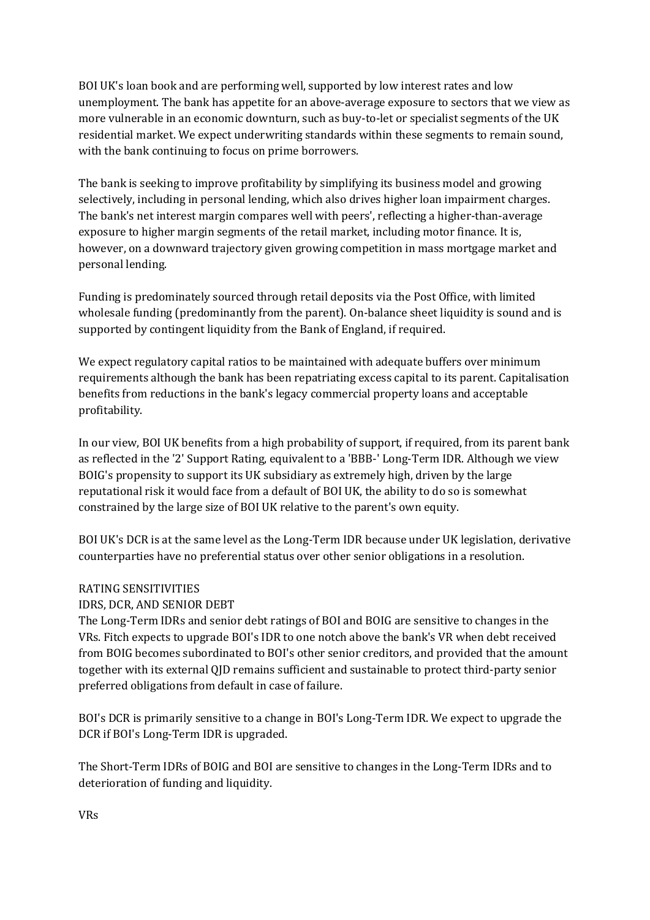BOI UK's loan book and are performing well, supported by low interest rates and low unemployment. The bank has appetite for an above-average exposure to sectors that we view as more vulnerable in an economic downturn, such as buy-to-let or specialist segments of the UK residential market. We expect underwriting standards within these segments to remain sound, with the bank continuing to focus on prime borrowers.

The bank is seeking to improve profitability by simplifying its business model and growing selectively, including in personal lending, which also drives higher loan impairment charges. The bank's net interest margin compares well with peers', reflecting a higher-than-average exposure to higher margin segments of the retail market, including motor finance. It is, however, on a downward trajectory given growing competition in mass mortgage market and personal lending.

Funding is predominately sourced through retail deposits via the Post Office, with limited wholesale funding (predominantly from the parent). On-balance sheet liquidity is sound and is supported by contingent liquidity from the Bank of England, if required.

We expect regulatory capital ratios to be maintained with adequate buffers over minimum requirements although the bank has been repatriating excess capital to its parent. Capitalisation benefits from reductions in the bank's legacy commercial property loans and acceptable profitability.

In our view, BOI UK benefits from a high probability of support, if required, from its parent bank as reflected in the '2' Support Rating, equivalent to a 'BBB-' Long-Term IDR. Although we view BOIG's propensity to support its UK subsidiary as extremely high, driven by the large reputational risk it would face from a default of BOI UK, the ability to do so is somewhat constrained by the large size of BOI UK relative to the parent's own equity.

BOI UK's DCR is at the same level as the Long-Term IDR because under UK legislation, derivative counterparties have no preferential status over other senior obligations in a resolution.

RATING SENSITIVITIES

IDRS, DCR, AND SENIOR DEBT

The Long-Term IDRs and senior debt ratings of BOI and BOIG are sensitive to changes in the VRs. Fitch expects to upgrade BOI's IDR to one notch above the bank's VR when debt received from BOIG becomes subordinated to BOI's other senior creditors, and provided that the amount together with its external QJD remains sufficient and sustainable to protect third-party senior preferred obligations from default in case of failure.

BOI's DCR is primarily sensitive to a change in BOI's Long-Term IDR. We expect to upgrade the DCR if BOI's Long-Term IDR is upgraded.

The Short-Term IDRs of BOIG and BOI are sensitive to changes in the Long-Term IDRs and to deterioration of funding and liquidity.

VRs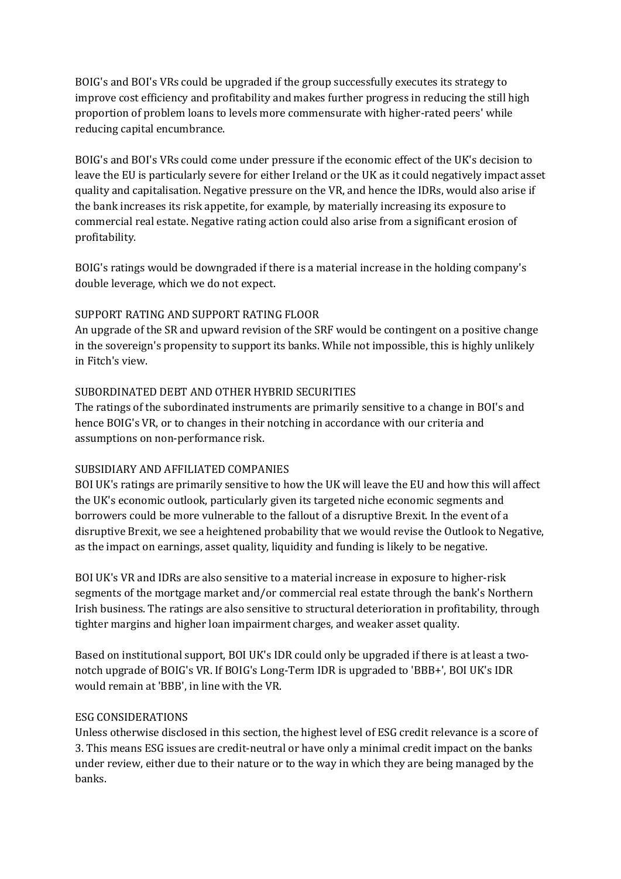BOIG's and BOI's VRs could be upgraded if the group successfully executes its strategy to improve cost efficiency and profitability and makes further progress in reducing the still high proportion of problem loans to levels more commensurate with higher-rated peers' while reducing capital encumbrance.

BOIG's and BOI's VRs could come under pressure if the economic effect of the UK's decision to leave the EU is particularly severe for either Ireland or the UK as it could negatively impact asset quality and capitalisation. Negative pressure on the VR, and hence the IDRs, would also arise if the bank increases its risk appetite, for example, by materially increasing its exposure to commercial real estate. Negative rating action could also arise from a significant erosion of profitability.

BOIG's ratings would be downgraded if there is a material increase in the holding company's double leverage, which we do not expect.

## SUPPORT RATING AND SUPPORT RATING FLOOR

An upgrade of the SR and upward revision of the SRF would be contingent on a positive change in the sovereign's propensity to support its banks. While not impossible, this is highly unlikely in Fitch's view.

## SUBORDINATED DEBT AND OTHER HYBRID SECURITIES

The ratings of the subordinated instruments are primarily sensitive to a change in BOI's and hence BOIG's VR, or to changes in their notching in accordance with our criteria and assumptions on non-performance risk.

## SUBSIDIARY AND AFFILIATED COMPANIES

BOI UK's ratings are primarily sensitive to how the UK will leave the EU and how this will affect the UK's economic outlook, particularly given its targeted niche economic segments and borrowers could be more vulnerable to the fallout of a disruptive Brexit. In the event of a disruptive Brexit, we see a heightened probability that we would revise the Outlook to Negative, as the impact on earnings, asset quality, liquidity and funding is likely to be negative.

BOI UK's VR and IDRs are also sensitive to a material increase in exposure to higher-risk segments of the mortgage market and/or commercial real estate through the bank's Northern Irish business. The ratings are also sensitive to structural deterioration in profitability, through tighter margins and higher loan impairment charges, and weaker asset quality.

Based on institutional support, BOI UK's IDR could only be upgraded if there is at least a two-notch upgrade of BOIG's VR. If BOIG's Long-Term IDR is upgraded to 'BBB+', BOI UK's IDR would remain at 'BBB', in line with the VR.

## ESG CONSIDERATIONS

Unless otherwise disclosed in this section, the highest level of ESG credit relevance is a score of 3. This means ESG issues are credit-neutral or have only a minimal credit impact on the banks under review, either due to their nature or to the way in which they are being managed by the banks.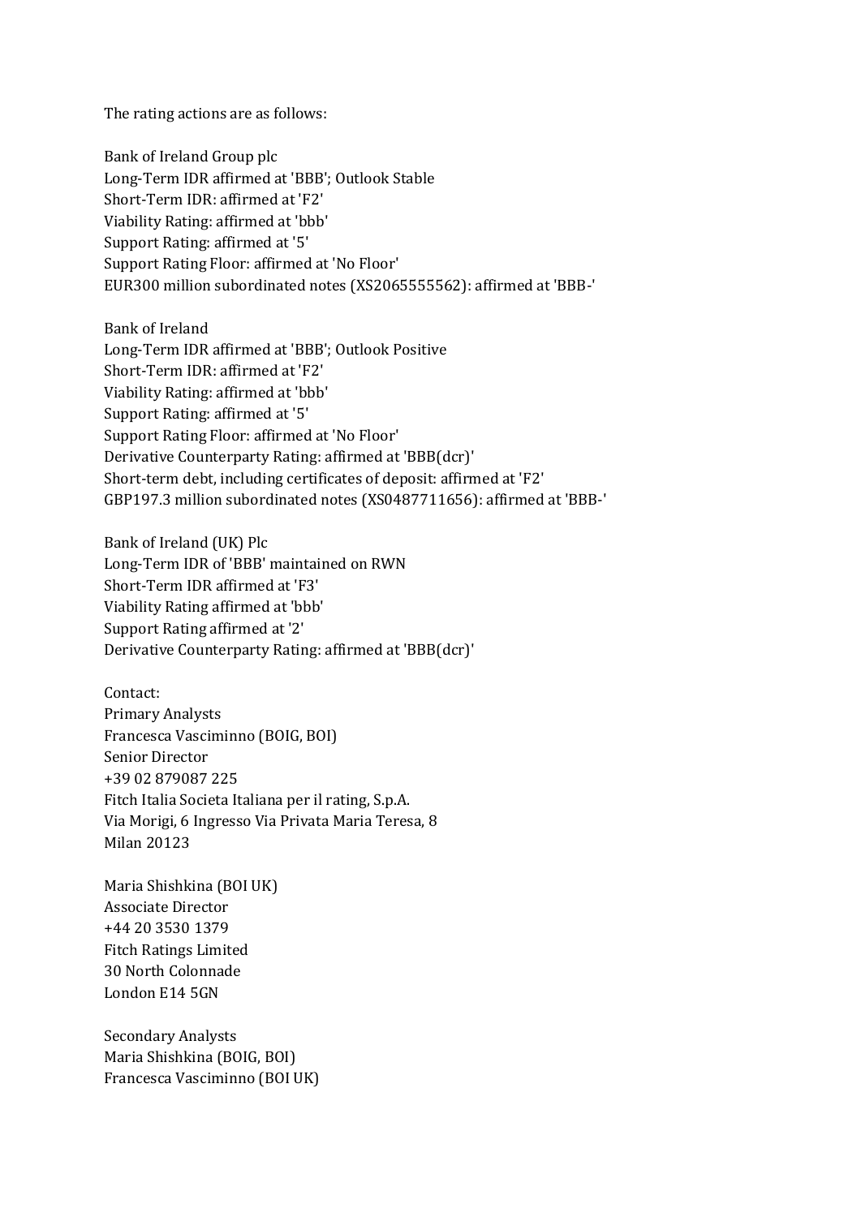The rating actions are as follows:

Bank of Ireland Group plc
Long-Term IDR affirmed at 'BBB'; Outlook Stable
Short-Term IDR: affirmed at 'F2'
Viability Rating: affirmed at 'bbb'
Support Rating: affirmed at '5'
Support Rating Floor: affirmed at 'No Floor'
EUR300 million subordinated notes (XS2065555562): affirmed at 'BBB-'

Bank of Ireland
Long-Term IDR affirmed at 'BBB'; Outlook Positive
Short-Term IDR: affirmed at 'F2'
Viability Rating: affirmed at 'bbb'
Support Rating: affirmed at '5'
Support Rating Floor: affirmed at 'No Floor'
Derivative Counterparty Rating: affirmed at 'BBB(dcr)'
Short-term debt, including certificates of deposit: affirmed at 'F2'
GBP197.3 million subordinated notes (XS0487711656): affirmed at 'BBB-'

Bank of Ireland (UK) Plc
Long-Term IDR of 'BBB' maintained on RWN
Short-Term IDR affirmed at 'F3'
Viability Rating affirmed at 'bbb'
Support Rating affirmed at '2'
Derivative Counterparty Rating: affirmed at 'BBB(dcr)'

Contact:
Primary Analysts
Francesca Vasciminno (BOIG, BOI)
Senior Director
+39 02 879087 225
Fitch Italia Societa Italiana per il rating, S.p.A.
Via Morigi, 6 Ingresso Via Privata Maria Teresa, 8
Milan 20123

Maria Shishkina (BOI UK)
Associate Director
+44 20 3530 1379
Fitch Ratings Limited
30 North Colonnade
London E14 5GN

Secondary Analysts
Maria Shishkina (BOIG, BOI)
Francesca Vasciminno (BOI UK)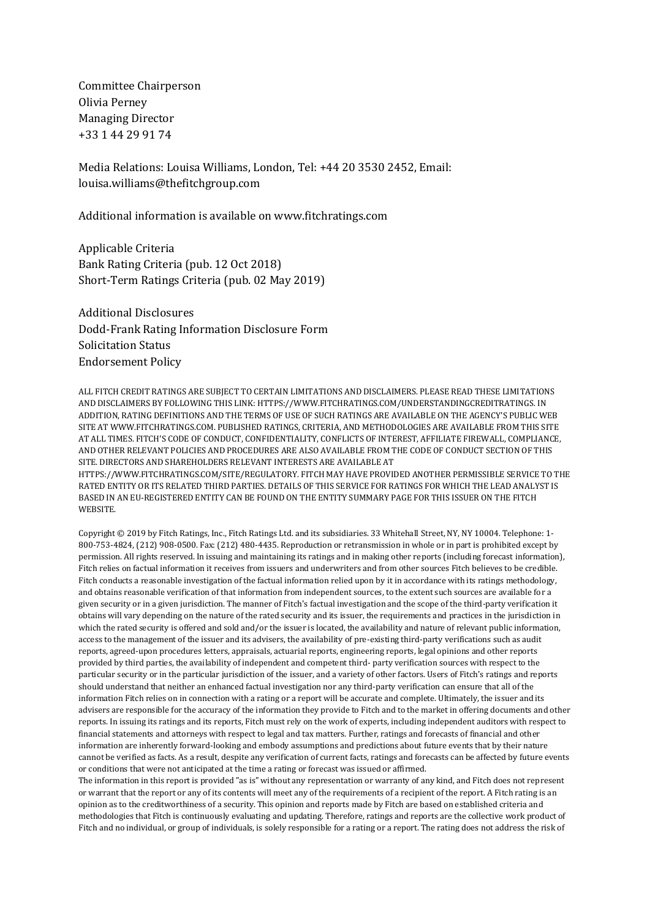Committee Chairperson
Olivia Perney
Managing Director
+33 1 44 29 91 74

Media Relations: Louisa Williams, London, Tel: +44 20 3530 2452, Email: louisa.williams@thefitchgroup.com

Additional information is available on www.fitchratings.com

Applicable Criteria
Bank Rating Criteria (pub. 12 Oct 2018)
Short-Term Ratings Criteria (pub. 02 May 2019)

Additional Disclosures
Dodd-Frank Rating Information Disclosure Form
Solicitation Status
Endorsement Policy

ALL FITCH CREDIT RATINGS ARE SUBJECT TO CERTAIN LIMITATIONS AND DISCLAIMERS. PLEASE READ THESE LIMITATIONS AND DISCLAIMERS BY FOLLOWING THIS LINK: HTTPS://WWW.FITCHRATINGS.COM/UNDERSTANDINGCREDITRATINGS. IN ADDITION, RATING DEFINITIONS AND THE TERMS OF USE OF SUCH RATINGS ARE AVAILABLE ON THE AGENCY'S PUBLIC WEB SITE AT WWW.FITCHRATINGS.COM. PUBLISHED RATINGS, CRITERIA, AND METHODOLOGIES ARE AVAILABLE FROM THIS SITE AT ALL TIMES. FITCH'S CODE OF CONDUCT, CONFIDENTIALITY, CONFLICTS OF INTEREST, AFFILIATE FIREWALL, COMPLIANCE, AND OTHER RELEVANT POLICIES AND PROCEDURES ARE ALSO AVAILABLE FROM THE CODE OF CONDUCT SECTION OF THIS SITE. DIRECTORS AND SHAREHOLDERS RELEVANT INTERESTS ARE AVAILABLE AT HTTPS://WWW.FITCHRATINGS.COM/SITE/REGULATORY. FITCH MAY HAVE PROVIDED ANOTHER PERMISSIBLE SERVICE TO THE RATED ENTITY OR ITS RELATED THIRD PARTIES. DETAILS OF THIS SERVICE FOR RATINGS FOR WHICH THE LEAD ANALYST IS BASED IN AN EU-REGISTERED ENTITY CAN BE FOUND ON THE ENTITY SUMMARY PAGE FOR THIS ISSUER ON THE FITCH WEBSITE.

Copyright © 2019 by Fitch Ratings, Inc., Fitch Ratings Ltd. and its subsidiaries. 33 Whitehall Street, NY, NY 10004. Telephone: 1-800-753-4824, (212) 908-0500. Fax: (212) 480-4435. Reproduction or retransmission in whole or in part is prohibited except by permission. All rights reserved. In issuing and maintaining its ratings and in making other reports (including forecast information), Fitch relies on factual information it receives from issuers and underwriters and from other sources Fitch believes to be credible. Fitch conducts a reasonable investigation of the factual information relied upon by it in accordance with its ratings methodology, and obtains reasonable verification of that information from independent sources, to the extent such sources are available for a given security or in a given jurisdiction. The manner of Fitch's factual investigation and the scope of the third-party verification it obtains will vary depending on the nature of the rated security and its issuer, the requirements and practices in the jurisdiction in which the rated security is offered and sold and/or the issuer is located, the availability and nature of relevant public information, access to the management of the issuer and its advisers, the availability of pre-existing third-party verifications such as audit reports, agreed-upon procedures letters, appraisals, actuarial reports, engineering reports, legal opinions and other reports provided by third parties, the availability of independent and competent third- party verification sources with respect to the particular security or in the particular jurisdiction of the issuer, and a variety of other factors. Users of Fitch's ratings and reports should understand that neither an enhanced factual investigation nor any third-party verification can ensure that all of the information Fitch relies on in connection with a rating or a report will be accurate and complete. Ultimately, the issuer and its advisers are responsible for the accuracy of the information they provide to Fitch and to the market in offering documents and other reports. In issuing its ratings and its reports, Fitch must rely on the work of experts, including independent auditors with respect to financial statements and attorneys with respect to legal and tax matters. Further, ratings and forecasts of financial and other information are inherently forward-looking and embody assumptions and predictions about future events that by their nature cannot be verified as facts. As a result, despite any verification of current facts, ratings and forecasts can be affected by future events or conditions that were not anticipated at the time a rating or forecast was issued or affirmed.
The information in this report is provided "as is" without any representation or warranty of any kind, and Fitch does not represent or warrant that the report or any of its contents will meet any of the requirements of a recipient of the report. A Fitch rating is an opinion as to the creditworthiness of a security. This opinion and reports made by Fitch are based on established criteria and methodologies that Fitch is continuously evaluating and updating. Therefore, ratings and reports are the collective work product of Fitch and no individual, or group of individuals, is solely responsible for a rating or a report. The rating does not address the risk of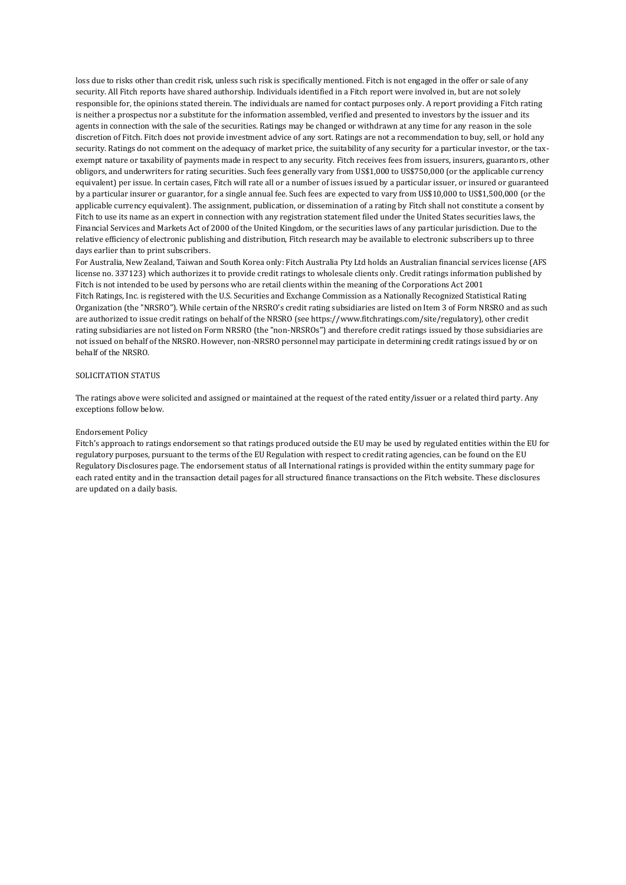loss due to risks other than credit risk, unless such risk is specifically mentioned. Fitch is not engaged in the offer or sale of any security. All Fitch reports have shared authorship. Individuals identified in a Fitch report were involved in, but are not solely responsible for, the opinions stated therein. The individuals are named for contact purposes only. A report providing a Fitch rating is neither a prospectus nor a substitute for the information assembled, verified and presented to investors by the issuer and its agents in connection with the sale of the securities. Ratings may be changed or withdrawn at any time for any reason in the sole discretion of Fitch. Fitch does not provide investment advice of any sort. Ratings are not a recommendation to buy, sell, or hold any security. Ratings do not comment on the adequacy of market price, the suitability of any security for a particular investor, or the tax-exempt nature or taxability of payments made in respect to any security. Fitch receives fees from issuers, insurers, guarantors, other obligors, and underwriters for rating securities. Such fees generally vary from US$1,000 to US$750,000 (or the applicable currency equivalent) per issue. In certain cases, Fitch will rate all or a number of issues issued by a particular issuer, or insured or guaranteed by a particular insurer or guarantor, for a single annual fee. Such fees are expected to vary from US$10,000 to US$1,500,000 (or the applicable currency equivalent). The assignment, publication, or dissemination of a rating by Fitch shall not constitute a consent by Fitch to use its name as an expert in connection with any registration statement filed under the United States securities laws, the Financial Services and Markets Act of 2000 of the United Kingdom, or the securities laws of any particular jurisdiction. Due to the relative efficiency of electronic publishing and distribution, Fitch research may be available to electronic subscribers up to three days earlier than to print subscribers.

For Australia, New Zealand, Taiwan and South Korea only: Fitch Australia Pty Ltd holds an Australian financial services license (AFS license no. 337123) which authorizes it to provide credit ratings to wholesale clients only. Credit ratings information published by Fitch is not intended to be used by persons who are retail clients within the meaning of the Corporations Act 2001

Fitch Ratings, Inc. is registered with the U.S. Securities and Exchange Commission as a Nationally Recognized Statistical Rating Organization (the "NRSRO"). While certain of the NRSRO's credit rating subsidiaries are listed on Item 3 of Form NRSRO and as such are authorized to issue credit ratings on behalf of the NRSRO (see https://www.fitchratings.com/site/regulatory), other credit rating subsidiaries are not listed on Form NRSRO (the "non-NRSROs") and therefore credit ratings issued by those subsidiaries are not issued on behalf of the NRSRO. However, non-NRSRO personnel may participate in determining credit ratings issued by or on behalf of the NRSRO.

SOLICITATION STATUS

The ratings above were solicited and assigned or maintained at the request of the rated entity/issuer or a related third party. Any exceptions follow below.

Endorsement Policy

Fitch's approach to ratings endorsement so that ratings produced outside the EU may be used by regulated entities within the EU for regulatory purposes, pursuant to the terms of the EU Regulation with respect to credit rating agencies, can be found on the EU Regulatory Disclosures page. The endorsement status of all International ratings is provided within the entity summary page for each rated entity and in the transaction detail pages for all structured finance transactions on the Fitch website. These disclosures are updated on a daily basis.